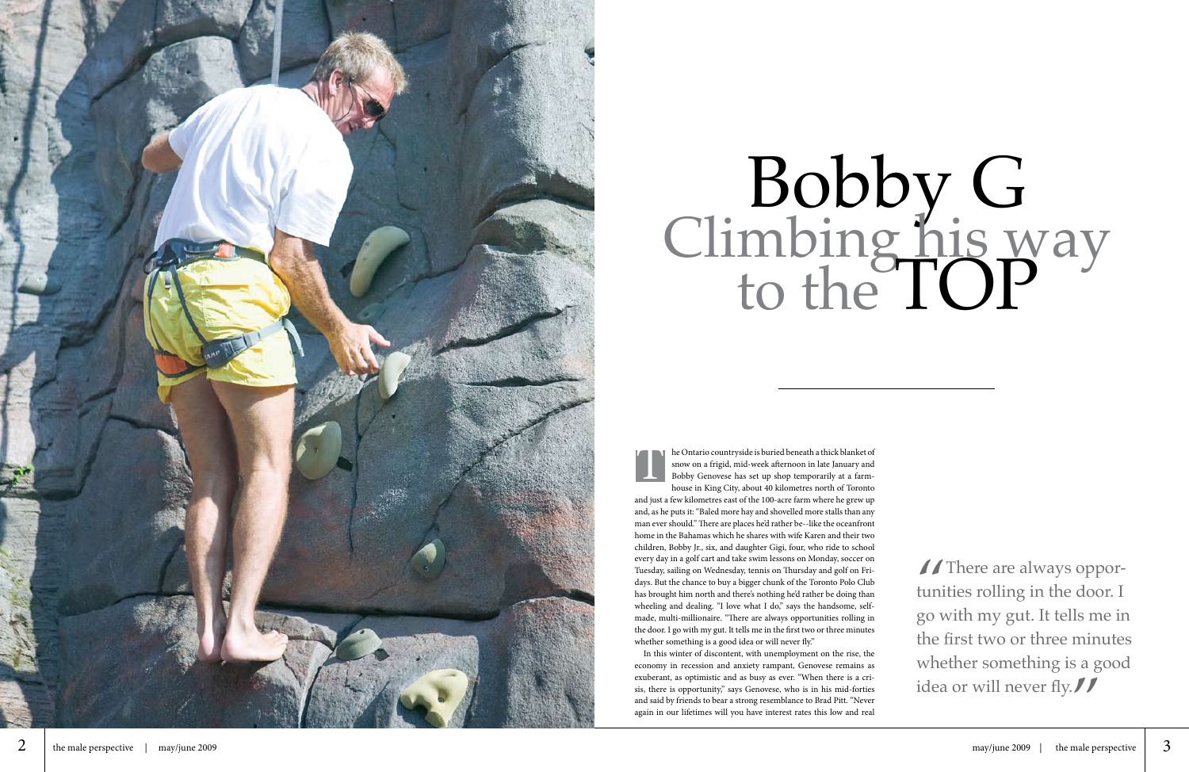# Bobby G
## Climbing his way to the TOP

The Ontario countryside is buried beneath a thick blanket of snow on a frigid, mid-week afternoon in late January and Bobby Genovese has set up shop temporarily at a farmhouse in King City, about 40 kilometres north of Toronto and just a few kilometres east of the 100-acre farm where he grew up and, as he puts it: "Baled more hay and shovelled more stalls than any man ever should." There are places he'd rather be--like the oceanfront home in the Bahamas which he shares with wife Karen and their two children, Bobby Jr., six, and daughter Gigi, four, who ride to school every day in a golf cart and take swim lessons on Monday, soccer on Tuesday, sailing on Wednesday, tennis on Thursday and golf on Fridays. But the chance to buy a bigger chunk of the Toronto Polo Club has brought him north and there's nothing he'd rather be doing than wheeling and dealing. "I love what I do," says the handsome, self-made, multi-millionaire. "There are always opportunities rolling in the door. I go with my gut. It tells me in the first two or three minutes whether something is a good idea or will never fly."

In this winter of discontent, with unemployment on the rise, the economy in recession and anxiety rampant, Genovese remains as exuberant, as optimistic and as busy as ever. "When there is a crisis, there is opportunity," says Genovese, who is in his mid-forties and said by friends to bear a strong resemblance to Brad Pitt. "Never again in our lifetimes will you have interest rates this low and real

> "There are always opportunities rolling in the door. I go with my gut. It tells me in the first two or three minutes whether something is a good idea or will never fly."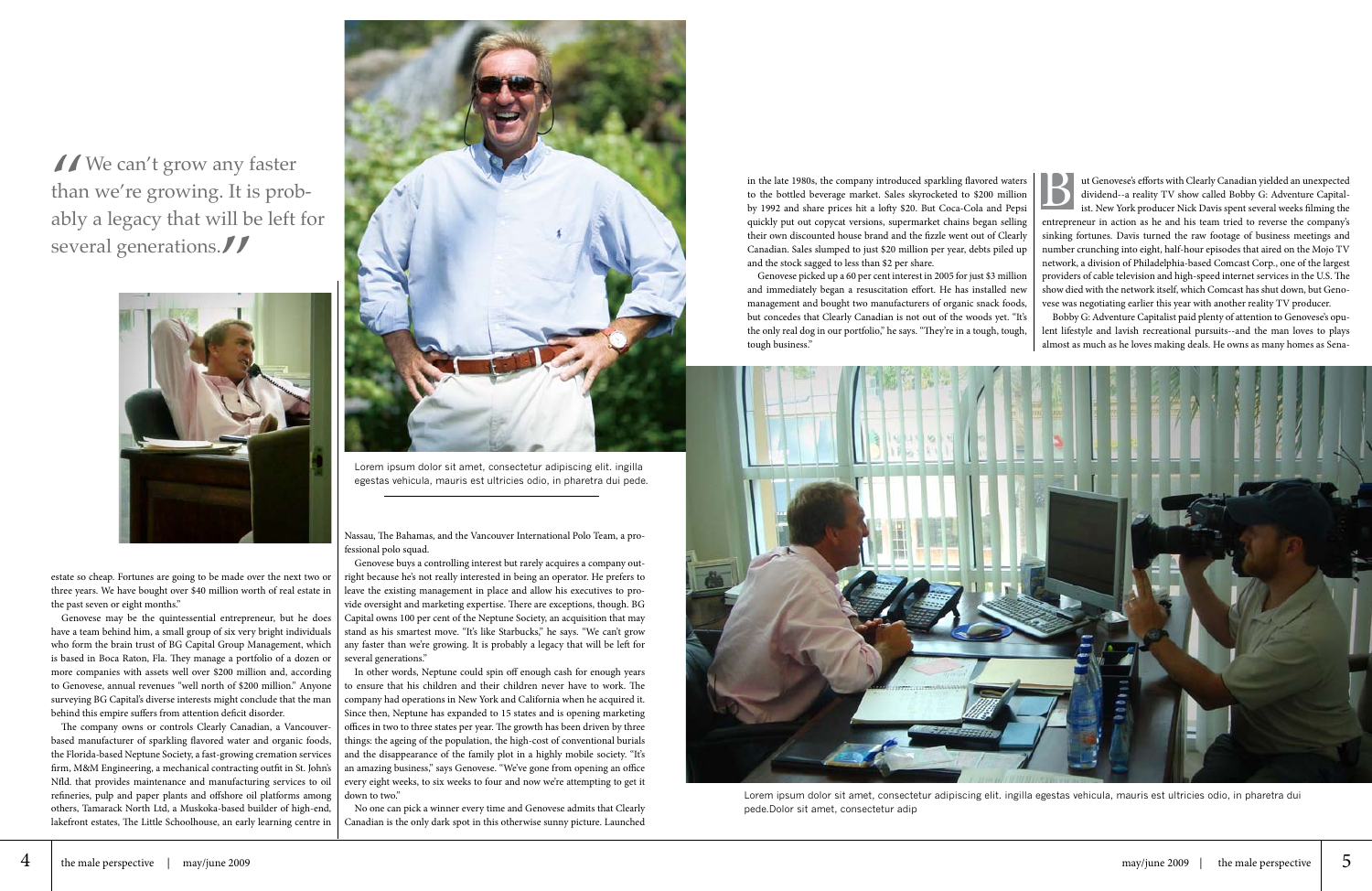> We can't grow any faster than we're growing. It is probably a legacy that will be left for several generations.

estate so cheap. Fortunes are going to be made over the next two or three years. We have bought over $40 million worth of real estate in the past seven or eight months."

Genovese may be the quintessential entrepreneur, but he does have a team behind him, a small group of six very bright individuals who form the brain trust of BG Capital Group Management, which is based in Boca Raton, Fla. They manage a portfolio of a dozen or more companies with assets well over $200 million and, according to Genovese, annual revenues "well north of $200 million." Anyone surveying BG Capital's diverse interests might conclude that the man behind this empire suffers from attention deficit disorder.

The company owns or controls Clearly Canadian, a Vancouver-based manufacturer of sparkling flavored water and organic foods, the Florida-based Neptune Society, a fast-growing cremation services firm, M&M Engineering, a mechanical contracting outfit in St. John's Nfld. that provides maintenance and manufacturing services to oil refineries, pulp and paper plants and offshore oil platforms among others, Tamarack North Ltd, a Muskoka-based builder of high-end, lakefront estates, The Little Schoolhouse, an early learning centre in Nassau, The Bahamas, and the Vancouver International Polo Team, a professional polo squad.

Genovese buys a controlling interest but rarely acquires a company outright because he's not really interested in being an operator. He prefers to leave the existing management in place and allow his executives to provide oversight and marketing expertise. There are exceptions, though. BG Capital owns 100 per cent of the Neptune Society, an acquisition that may stand as his smartest move. "It's like Starbucks," he says. "We can't grow any faster than we're growing. It is probably a legacy that will be left for several generations."

In other words, Neptune could spin off enough cash for enough years to ensure that his children and their children never have to work. The company had operations in New York and California when he acquired it. Since then, Neptune has expanded to 15 states and is opening marketing offices in two to three states per year. The growth has been driven by three things: the ageing of the population, the high-cost of conventional burials and the disappearance of the family plot in a highly mobile society. "It's an amazing business," says Genovese. "We've gone from opening an office every eight weeks, to six weeks to four and now we're attempting to get it down to two."

No one can pick a winner every time and Genovese admits that Clearly Canadian is the only dark spot in this otherwise sunny picture. Launched in the late 1980s, the company introduced sparkling flavored waters to the bottled beverage market. Sales skyrocketed to $200 million by 1992 and share prices hit a lofty $20. But Coca-Cola and Pepsi quickly put out copycat versions, supermarket chains began selling their own discounted house brand and the fizzle went out of Clearly Canadian. Sales slumped to just $20 million per year, debts piled up and the stock sagged to less than $2 per share.

Genovese picked up a 60 per cent interest in 2005 for just $3 million and immediately began a resuscitation effort. He has installed new management and bought two manufacturers of organic snack foods, but concedes that Clearly Canadian is not out of the woods yet. "It's the only real dog in our portfolio," he says. "They're in a tough, tough, tough business."

Lorem ipsum dolor sit amet, consectetur adipiscing elit. ingilla egestas vehicula, mauris est ultricies odio, in pharetra dui pede.

But Genovese's efforts with Clearly Canadian yielded an unexpected dividend--a reality TV show called Bobby G: Adventure Capitalist. New York producer Nick Davis spent several weeks filming the entrepreneur in action as he and his team tried to reverse the company's sinking fortunes. Davis turned the raw footage of business meetings and number crunching into eight, half-hour episodes that aired on the Mojo TV network, a division of Philadelphia-based Comcast Corp., one of the largest providers of cable television and high-speed internet services in the U.S. The show died with the network itself, which Comcast has shut down, but Genovese was negotiating earlier this year with another reality TV producer.

Bobby G: Adventure Capitalist paid plenty of attention to Genovese's opulent lifestyle and lavish recreational pursuits--and the man loves to plays almost as much as he loves making deals. He owns as many homes as Sena-

Lorem ipsum dolor sit amet, consectetur adipiscing elit. ingilla egestas vehicula, mauris est ultricies odio, in pharetra dui pede.Dolor sit amet, consectetur adip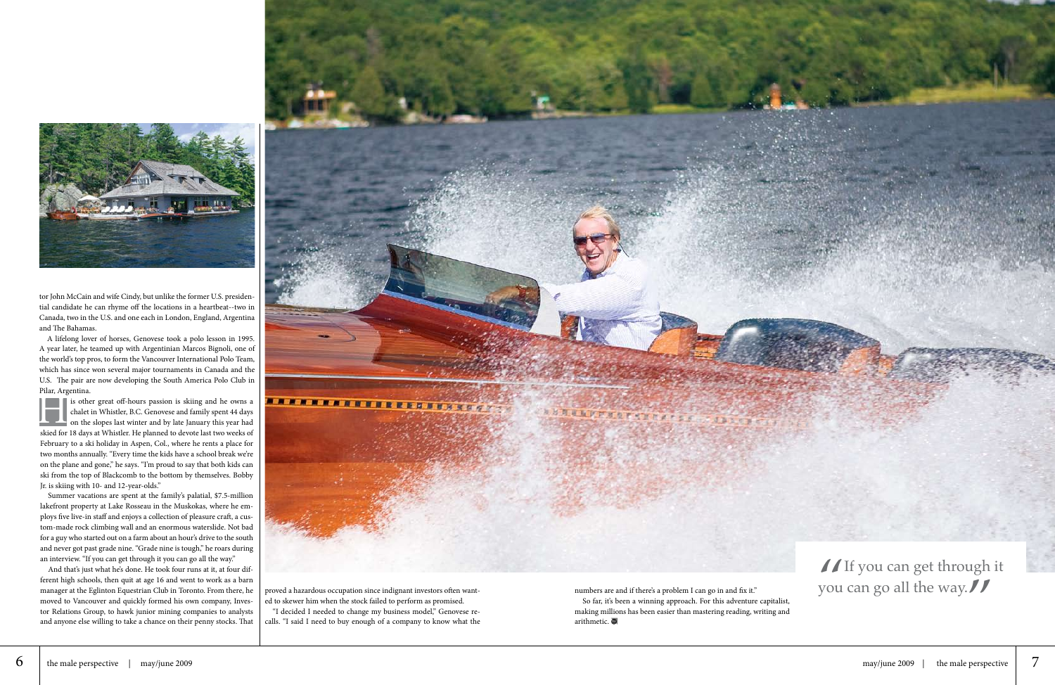tor John McCain and wife Cindy, but unlike the former U.S. presidential candidate he can rhyme off the locations in a heartbeat--two in Canada, two in the U.S. and one each in London, England, Argentina and The Bahamas.

A lifelong lover of horses, Genovese took a polo lesson in 1995. A year later, he teamed up with Argentinian Marcos Bignoli, one of the world's top pros, to form the Vancouver International Polo Team, which has since won several major tournaments in Canada and the U.S. The pair are now developing the South America Polo Club in Pilar, Argentina.

His other great off-hours passion is skiing and he owns a chalet in Whistler, B.C. Genovese and family spent 44 days on the slopes last winter and by late January this year had skied for 18 days at Whistler. He planned to devote last two weeks of February to a ski holiday in Aspen, Col., where he rents a place for two months annually. "Every time the kids have a school break we're on the plane and gone," he says. "I'm proud to say that both kids can ski from the top of Blackcomb to the bottom by themselves. Bobby Jr. is skiing with 10- and 12-year-olds."

Summer vacations are spent at the family's palatial, $7.5-million lakefront property at Lake Rosseau in the Muskokas, where he employs five live-in staff and enjoys a collection of pleasure craft, a custom-made rock climbing wall and an enormous waterslide. Not bad for a guy who started out on a farm about an hour's drive to the south and never got past grade nine. "Grade nine is tough," he roars during an interview. "If you can get through it you can go all the way."

And that's just what he's done. He took four runs at it, at four different high schools, then quit at age 16 and went to work as a barn manager at the Eglinton Equestrian Club in Toronto. From there, he moved to Vancouver and quickly formed his own company, Investor Relations Group, to hawk junior mining companies to analysts and anyone else willing to take a chance on their penny stocks. That proved a hazardous occupation since indignant investors often wanted to skewer him when the stock failed to perform as promised.

"I decided I needed to change my business model," Genovese recalls. "I said I need to buy enough of a company to know what the numbers are and if there's a problem I can go in and fix it."

So far, it's been a winning approach. For this adventure capitalist, making millions has been easier than mastering reading, writing and arithmetic.

> "If you can get through it you can go all the way."